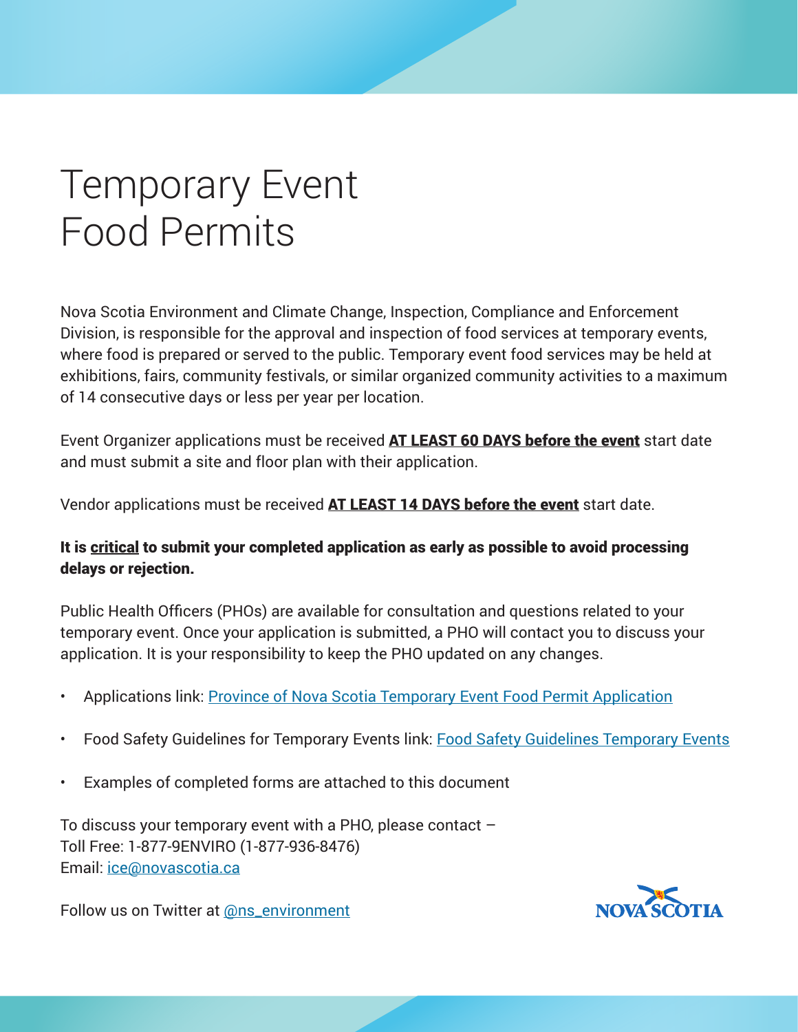# Temporary Event Food Permits

Nova Scotia Environment and Climate Change, Inspection, Compliance and Enforcement Division, is responsible for the approval and inspection of food services at temporary events, where food is prepared or served to the public. Temporary event food services may be held at exhibitions, fairs, community festivals, or similar organized community activities to a maximum of 14 consecutive days or less per year per location.

Event Organizer applications must be received **AT LEAST 60 DAYS before the event** start date and must submit a site and floor plan with their application.

Vendor applications must be received **AT LEAST 14 DAYS before the event** start date.

**It is critical to submit your completed application as early as possible to avoid processing delays or rejection.**

Public Health Officers (PHOs) are available for consultation and questions related to your temporary event. Once your application is submitted, a PHO will contact you to discuss your application. It is your responsibility to keep the PHO updated on any changes.

- Applications link: Province of Nova Scotia Temporary Event Food Permit Application
- Food Safety Guidelines for Temporary Events link: Food Safety Guidelines Temporary Events
- Examples of completed forms are attached to this document

To discuss your temporary event with a PHO, please contact –
Toll Free: 1-877-9ENVIRO (1-877-936-8476)
Email: ice@novascotia.ca

Follow us on Twitter at @ns_environment

NOVA SCOTIA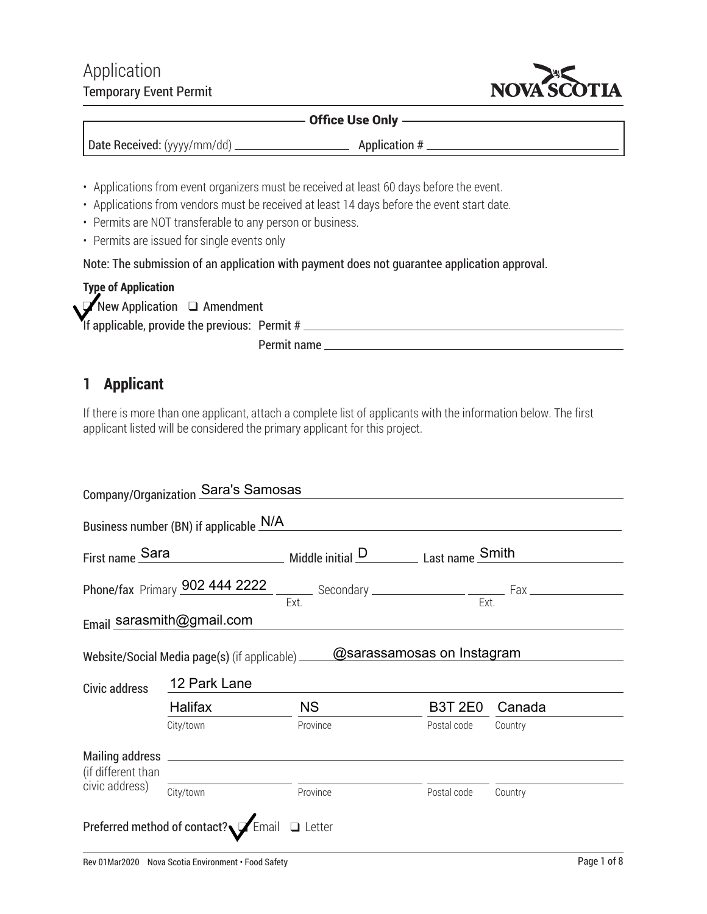# Application

## Temporary Event Permit

**Office Use Only**

Date Received: (yyyy/mm/dd) ____________ Application # ____________

- Applications from event organizers must be received at least 60 days before the event.
- Applications from vendors must be received at least 14 days before the event start date.
- Permits are NOT transferable to any person or business.
- Permits are issued for single events only

Note: The submission of an application with payment does not guarantee application approval.

**Type of Application**

☑ New Application ☐ Amendment

If applicable, provide the previous: Permit # ____________

Permit name ____________

## 1 Applicant

If there is more than one applicant, attach a complete list of applicants with the information below. The first applicant listed will be considered the primary applicant for this project.

Company/Organization: Sara's Samosas

Business number (BN) if applicable: N/A

First name: Sara Middle initial: D Last name: Smith

Phone/fax Primary: 902 444 2222 Ext. ____ Secondary ____ Ext. ____ Fax ____

Email: sarasmith@gmail.com

Website/Social Media page(s) (if applicable): @sarassamosas on Instagram

Civic address: 12 Park Lane

| City/town | Province | Postal code | Country |
|---|---|---|---|
| Halifax | NS | B3T 2E0 | Canada |

Mailing address (if different than civic address): ____________

| City/town | Province | Postal code | Country |
|---|---|---|---|
| | | | |

Preferred method of contact? ☑ Email ☐ Letter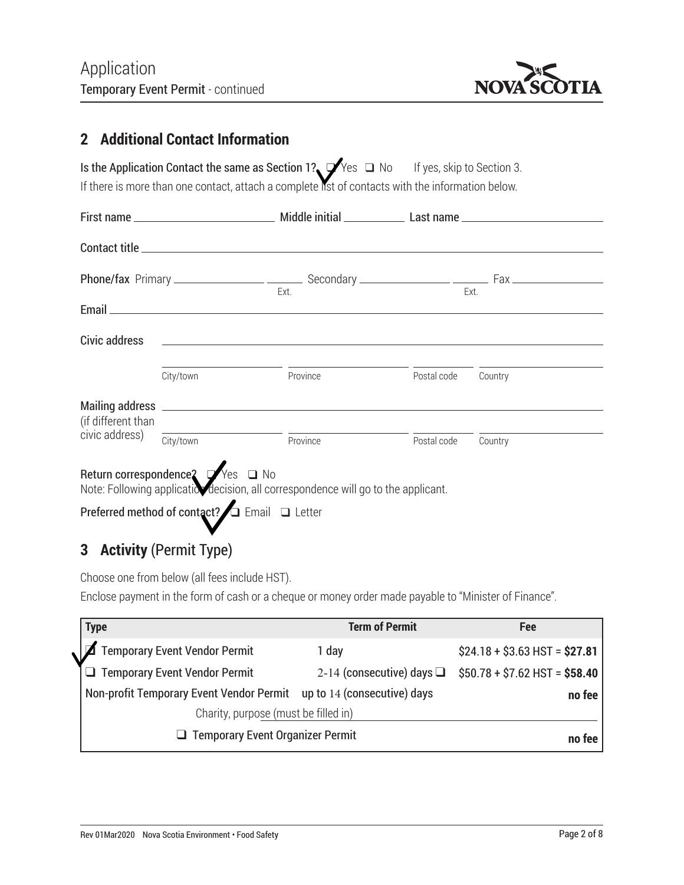## 2 Additional Contact Information

**Is the Application Contact the same as Section 1?** ☑ Yes ❑ No If yes, skip to Section 3.

If there is more than one contact, attach a complete list of contacts with the information below.

**First name** ______________________ **Middle initial** __________ **Last name** ______________________

**Contact title** ______________________________________________________________________

**Phone/fax** Primary _______________ Ext. ______ Secondary _______________ Ext. ______ Fax _______________

**Email** ______________________________________________________________________

**Civic address** ______________________________________________________________________

City/town ______________ Province ______________ Postal code __________ Country ______________

**Mailing address** (if different than civic address) ______________________________________________________________________

City/town ______________ Province ______________ Postal code __________ Country ______________

**Return correspondence?** ☑ Yes ❑ No

Note: Following application decision, all correspondence will go to the applicant.

**Preferred method of contact?** ☑ Email ❑ Letter

## 3 Activity (Permit Type)

Choose one from below (all fees include HST).

Enclose payment in the form of cash or a cheque or money order made payable to "Minister of Finance".

| Type | Term of Permit | Fee |
|---|---|---|
| ☑ Temporary Event Vendor Permit | 1 day | $24.18 + $3.63 HST = **$27.81** |
| ❑ Temporary Event Vendor Permit | 2-14 (consecutive) days ❑ | $50.78 + $7.62 HST = **$58.40** |
| Non-profit Temporary Event Vendor Permit | up to 14 (consecutive) days | **no fee** |
| Charity, purpose (must be filled in) ______________________ | | |
| ❑ Temporary Event Organizer Permit | | **no fee** |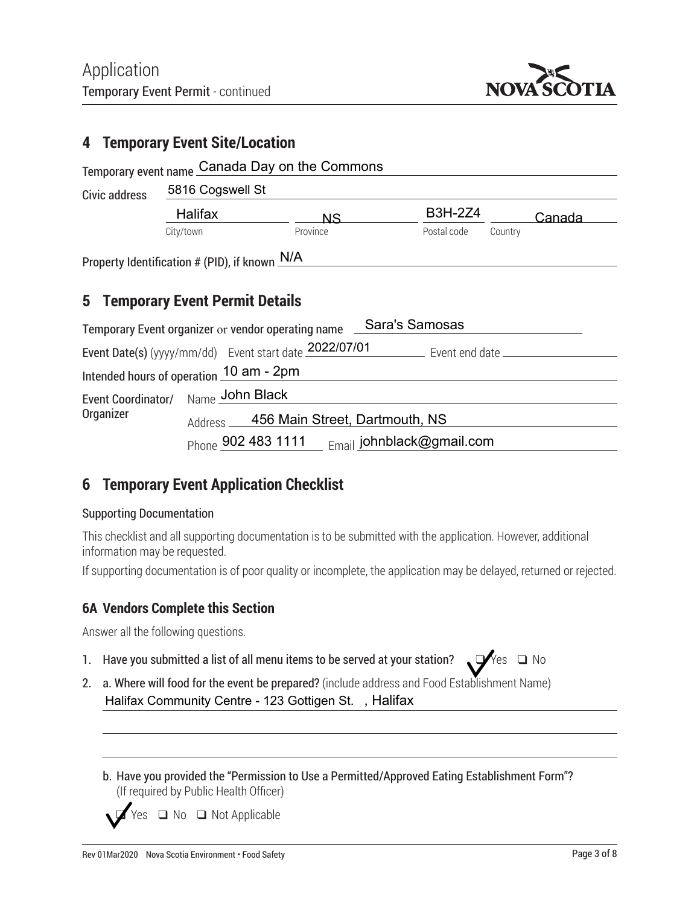# Application
Temporary Event Permit - continued

## 4 Temporary Event Site/Location

Temporary event name: Canada Day on the Commons

Civic address: 5816 Cogswell St

| City/town | Province | Postal code | Country |
|---|---|---|---|
| Halifax | NS | B3H-2Z4 | Canada |

Property Identification # (PID), if known: N/A

## 5 Temporary Event Permit Details

Temporary Event organizer or vendor operating name: Sara's Samosas

Event Date(s) (yyyy/mm/dd) Event start date: 2022/07/01 Event end date: 

Intended hours of operation: 10 am - 2pm

Event Coordinator/ Organizer
- Name: John Black
- Address: 456 Main Street, Dartmouth, NS
- Phone: 902 483 1111 Email: johnblack@gmail.com

## 6 Temporary Event Application Checklist

### Supporting Documentation

This checklist and all supporting documentation is to be submitted with the application. However, additional information may be requested.

If supporting documentation is of poor quality or incomplete, the application may be delayed, returned or rejected.

### 6A Vendors Complete this Section

Answer all the following questions.

1. **Have you submitted a list of all menu items to be served at your station?** ☑ Yes ☐ No
2. **a. Where will food for the event be prepared?** (include address and Food Establishment Name)

   Halifax Community Centre - 123 Gottigen St. , Halifax

   **b. Have you provided the "Permission to Use a Permitted/Approved Eating Establishment Form"?** (If required by Public Health Officer)

   ☑ Yes ☐ No ☐ Not Applicable

Rev 01Mar2020 Nova Scotia Environment • Food Safety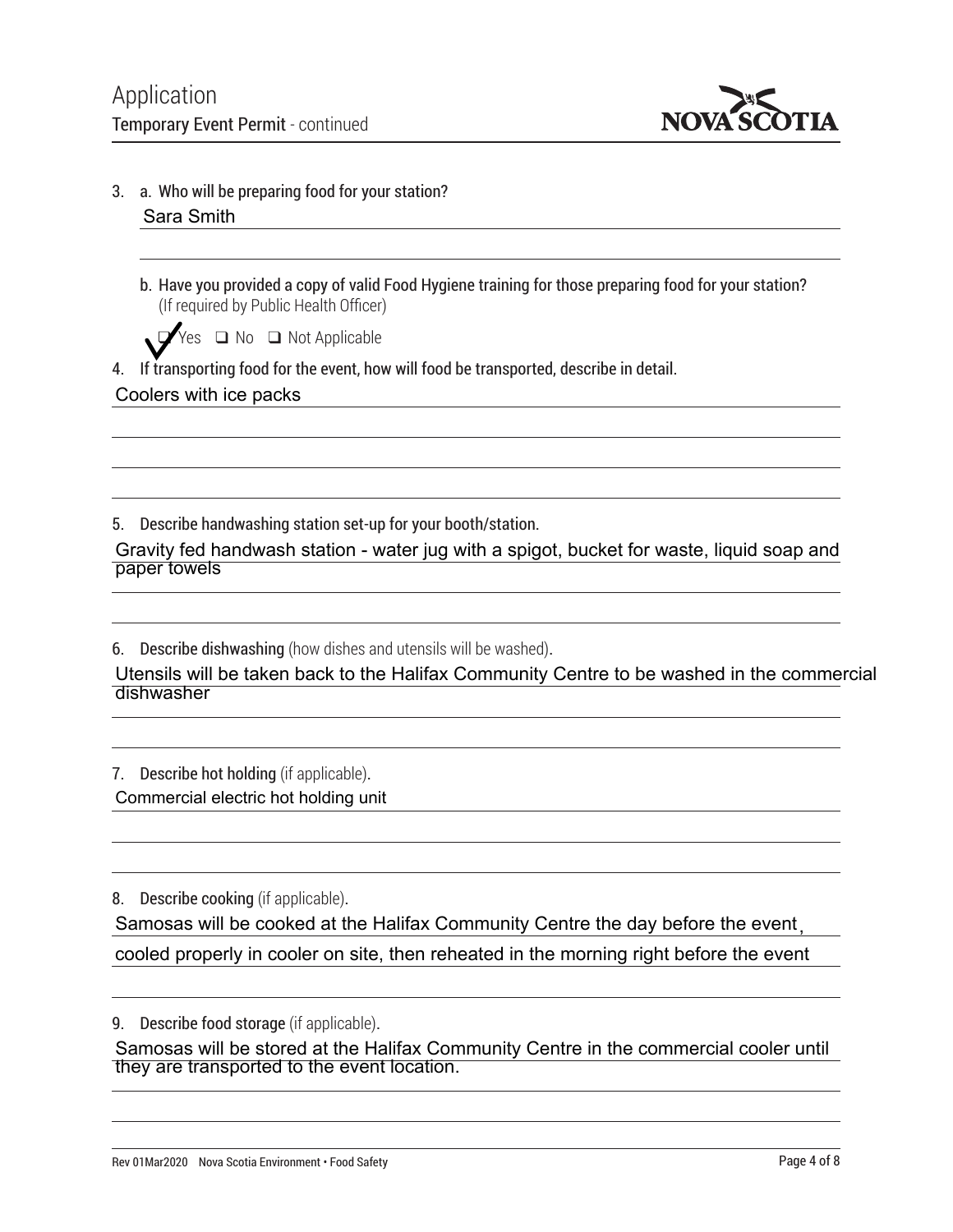# Application

## Temporary Event Permit - continued

3. a. Who will be preparing food for your station?

   Sara Smith

   b. Have you provided a copy of valid Food Hygiene training for those preparing food for your station? (If required by Public Health Officer)

   ☑ Yes ☐ No ☐ Not Applicable

4. If transporting food for the event, how will food be transported, describe in detail.

   Coolers with ice packs

5. Describe handwashing station set-up for your booth/station.

   Gravity fed handwash station - water jug with a spigot, bucket for waste, liquid soap and paper towels

6. Describe dishwashing (how dishes and utensils will be washed).

   Utensils will be taken back to the Halifax Community Centre to be washed in the commercial dishwasher

7. Describe hot holding (if applicable).

   Commercial electric hot holding unit

8. Describe cooking (if applicable).

   Samosas will be cooked at the Halifax Community Centre the day before the event, cooled properly in cooler on site, then reheated in the morning right before the event

9. Describe food storage (if applicable).

   Samosas will be stored at the Halifax Community Centre in the commercial cooler until they are transported to the event location.

Rev 01Mar2020 Nova Scotia Environment • Food Safety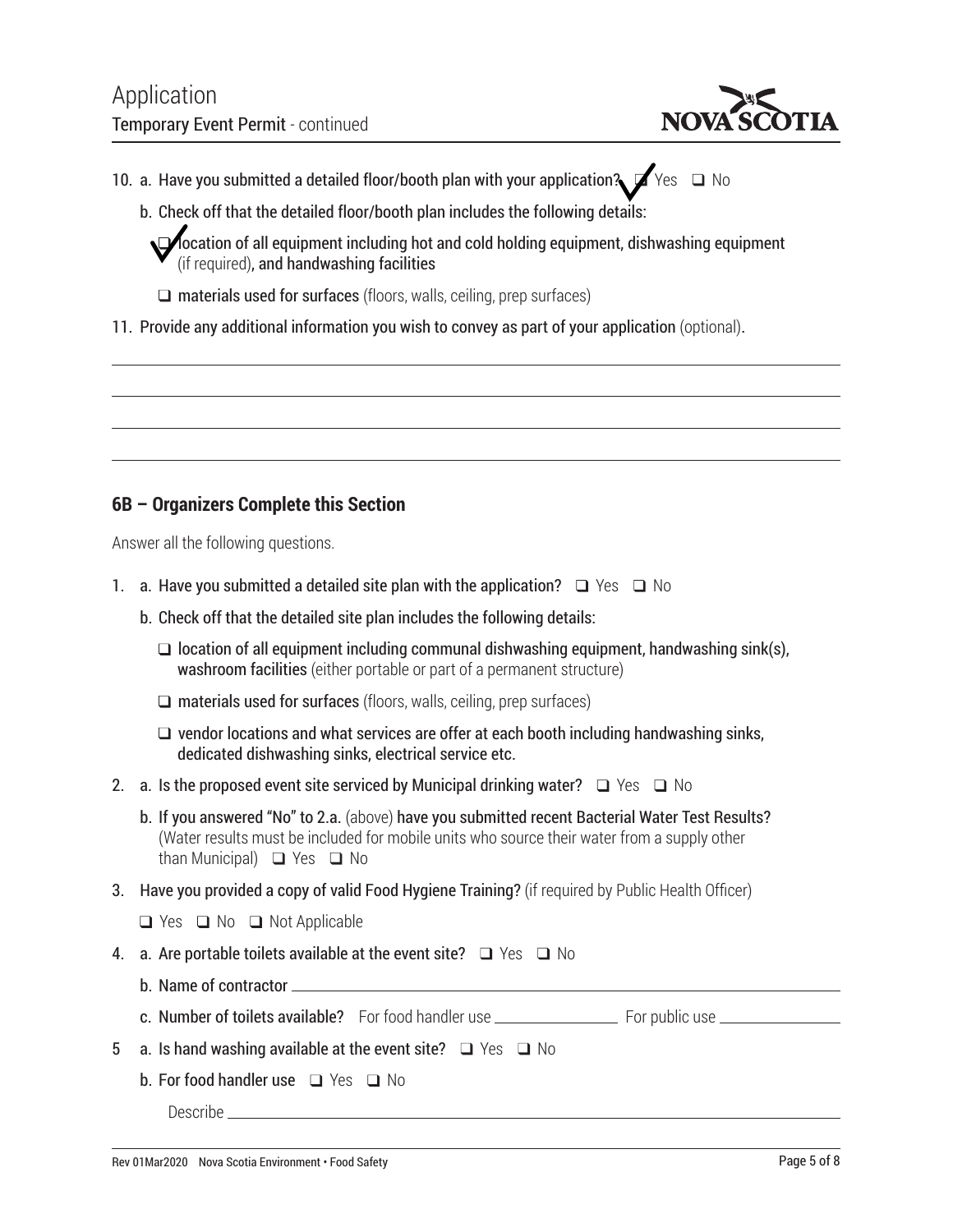# Application

Temporary Event Permit - continued

10. a. Have you submitted a detailed floor/booth plan with your application? ☑ Yes ☐ No

    b. Check off that the detailed floor/booth plan includes the following details:

    ☑ **location of all equipment including hot and cold holding equipment, dishwashing equipment** (if required), **and handwashing facilities**

    ☐ **materials used for surfaces** (floors, walls, ceiling, prep surfaces)

11. Provide any additional information you wish to convey as part of your application (optional).

______________________________________________________________________

______________________________________________________________________

______________________________________________________________________

______________________________________________________________________

## 6B – Organizers Complete this Section

Answer all the following questions.

1. a. Have you submitted a detailed site plan with the application? ☐ Yes ☐ No

   b. Check off that the detailed site plan includes the following details:

   ☐ **location of all equipment including communal dishwashing equipment, handwashing sink(s), washroom facilities** (either portable or part of a permanent structure)

   ☐ **materials used for surfaces** (floors, walls, ceiling, prep surfaces)

   ☐ **vendor locations and what services are offer at each booth including handwashing sinks, dedicated dishwashing sinks, electrical service etc.**

2. a. Is the proposed event site serviced by Municipal drinking water? ☐ Yes ☐ No

   b. If you answered "No" to 2.a. (above) **have you submitted recent Bacterial Water Test Results?** (Water results must be included for mobile units who source their water from a supply other than Municipal) ☐ Yes ☐ No

3. **Have you provided a copy of valid Food Hygiene Training?** (if required by Public Health Officer)

   ☐ Yes ☐ No ☐ Not Applicable

4. a. Are portable toilets available at the event site? ☐ Yes ☐ No

   b. Name of contractor ______________________________

   c. **Number of toilets available?** For food handler use ____________ For public use ____________

5. a. Is hand washing available at the event site? ☐ Yes ☐ No

   b. **For food handler use** ☐ Yes ☐ No

   Describe ______________________________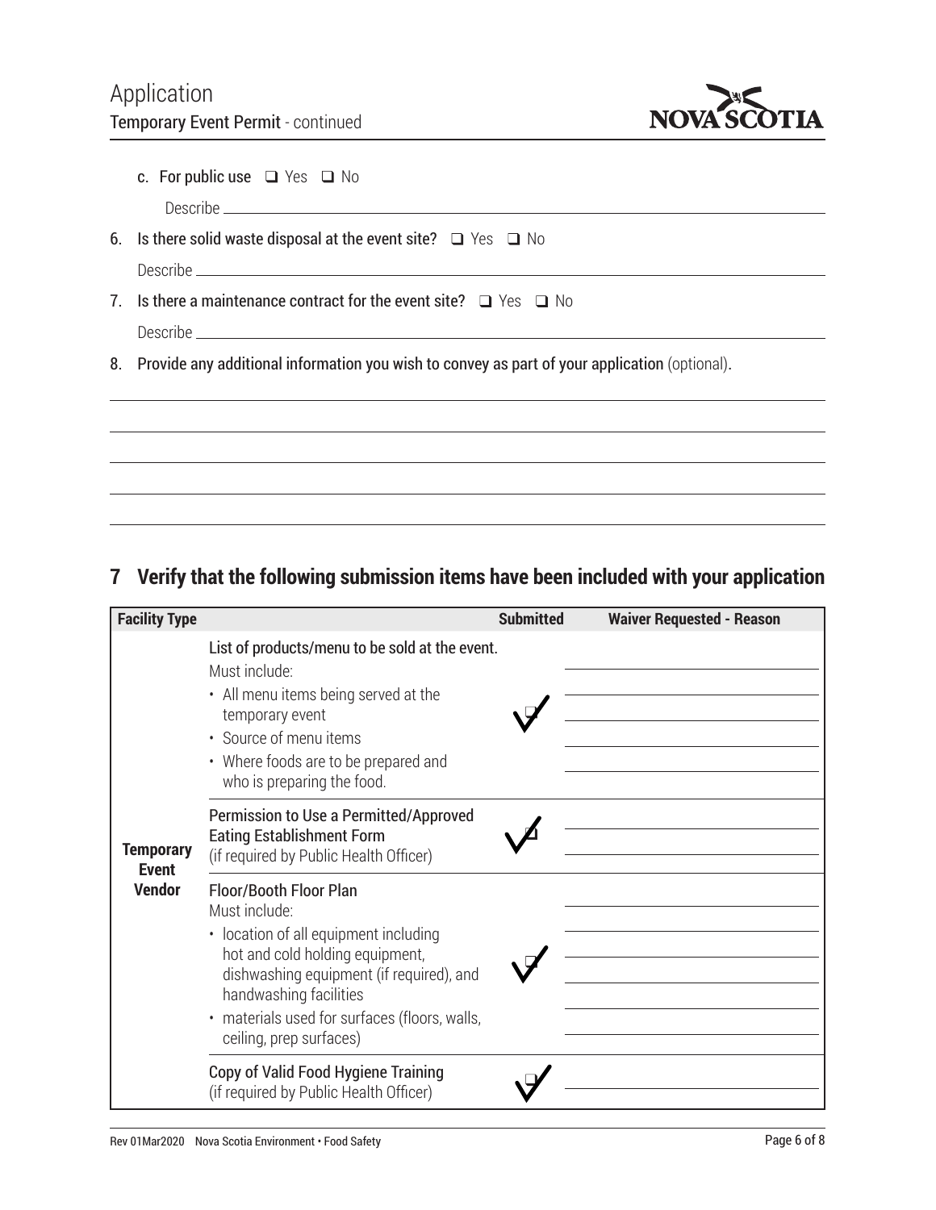c. For public use ❑ Yes ❑ No

Describe ____________________

6. Is there solid waste disposal at the event site? ❑ Yes ❑ No

   Describe ____________________

7. Is there a maintenance contract for the event site? ❑ Yes ❑ No

   Describe ____________________

8. Provide any additional information you wish to convey as part of your application (optional).

____________________

____________________

____________________

____________________

____________________

## 7 Verify that the following submission items have been included with your application

| Facility Type | | Submitted | Waiver Requested - Reason |
|---|---|---|---|
| Temporary Event Vendor | List of products/menu to be sold at the event. Must include: • All menu items being served at the temporary event • Source of menu items • Where foods are to be prepared and who is preparing the food. | ✓ | |
| | Permission to Use a Permitted/Approved Eating Establishment Form (if required by Public Health Officer) | ✓ | |
| | Floor/Booth Floor Plan Must include: • location of all equipment including hot and cold holding equipment, dishwashing equipment (if required), and handwashing facilities • materials used for surfaces (floors, walls, ceiling, prep surfaces) | ✓ | |
| | Copy of Valid Food Hygiene Training (if required by Public Health Officer) | ✓ | |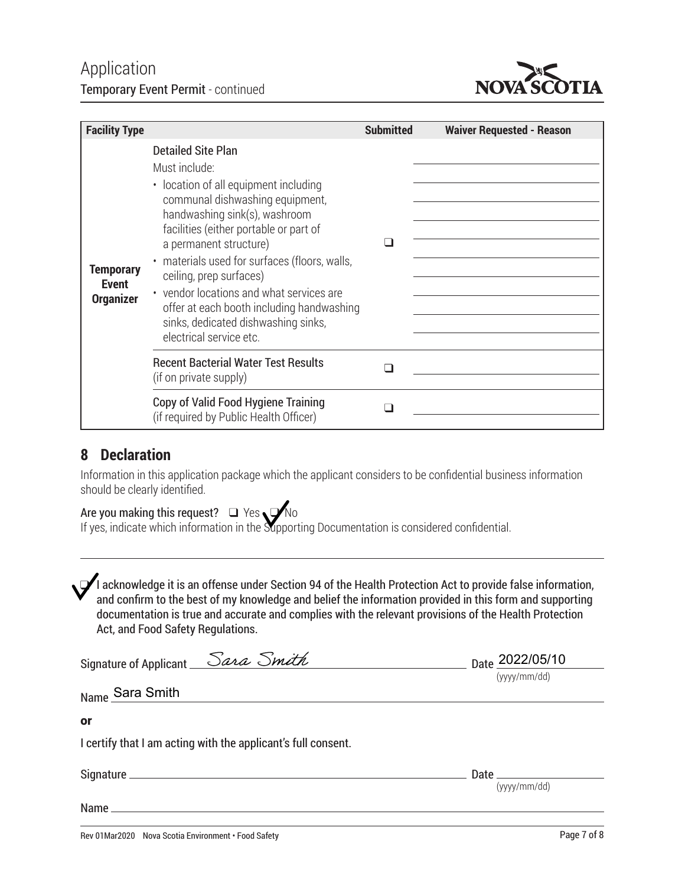## Application

### Temporary Event Permit - continued

| Facility Type | | Submitted | Waiver Requested - Reason |
|---|---|---|---|
| **Temporary Event Organizer** | **Detailed Site Plan**<br>Must include:<br>• location of all equipment including communal dishwashing equipment, handwashing sink(s), washroom facilities (either portable or part of a permanent structure)<br>• materials used for surfaces (floors, walls, ceiling, prep surfaces)<br>• vendor locations and what services are offer at each booth including handwashing sinks, dedicated dishwashing sinks, electrical service etc. | ☐ | |
| | **Recent Bacterial Water Test Results** (if on private supply) | ☐ | |
| | **Copy of Valid Food Hygiene Training** (if required by Public Health Officer) | ☐ | |

## 8 Declaration

Information in this application package which the applicant considers to be confidential business information should be clearly identified.

Are you making this request? ☐ Yes ☑ No

If yes, indicate which information in the Supporting Documentation is considered confidential.

☑ I acknowledge it is an offense under Section 94 of the Health Protection Act to provide false information, and confirm to the best of my knowledge and belief the information provided in this form and supporting documentation is true and accurate and complies with the relevant provisions of the Health Protection Act, and Food Safety Regulations.

Signature of Applicant: *Sara Smith* Date: 2022/05/10 (yyyy/mm/dd)

Name: Sara Smith

**or**

I certify that I am acting with the applicant's full consent.

Signature: ______________________ Date: ____________ (yyyy/mm/dd)

Name: ______________________

Rev 01Mar2020 Nova Scotia Environment • Food Safety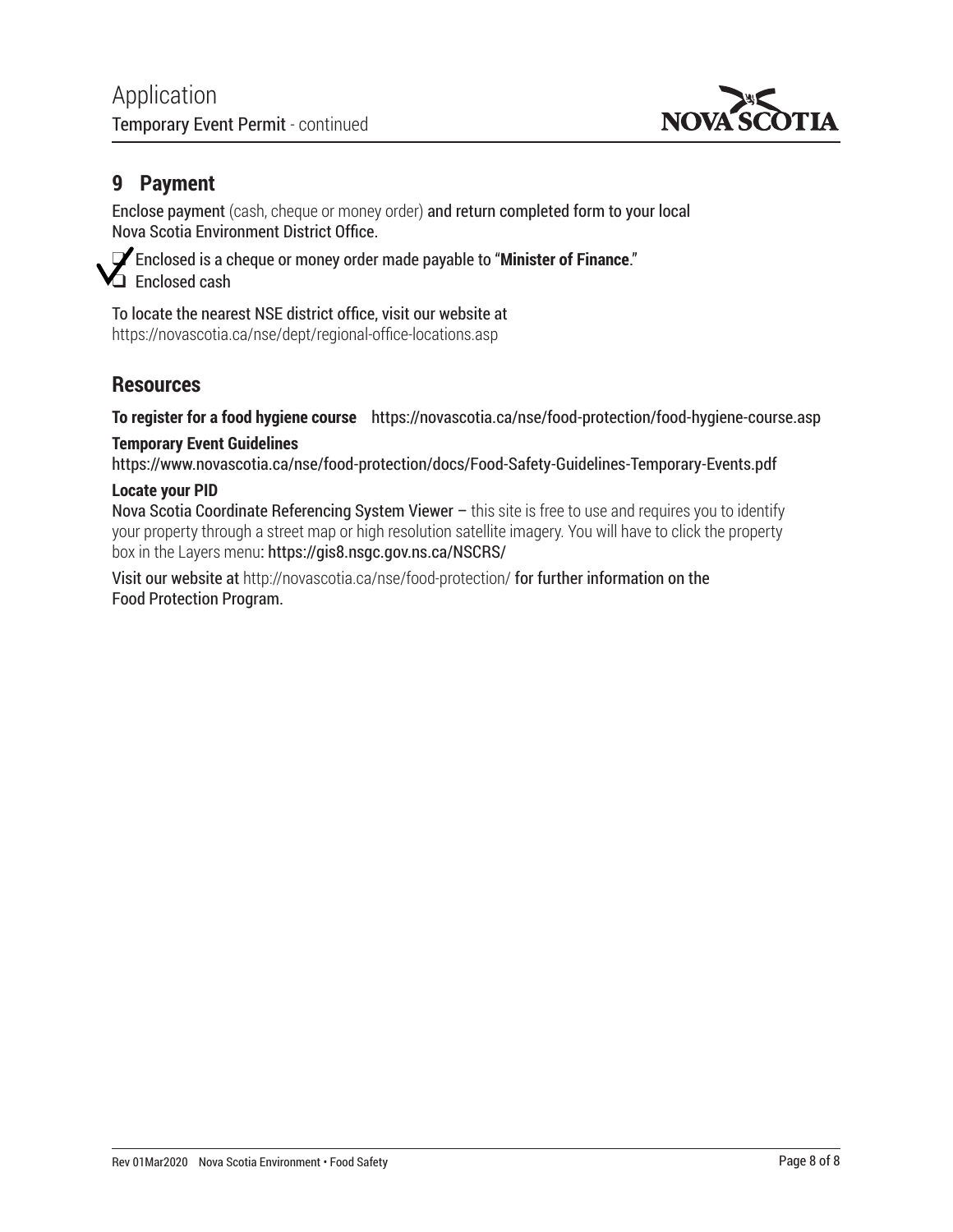## 9 Payment

Enclose payment (cash, cheque or money order) and return completed form to your local Nova Scotia Environment District Office.

- [x] Enclosed is a cheque or money order made payable to "**Minister of Finance**."
- [ ] Enclosed cash

To locate the nearest NSE district office, visit our website at https://novascotia.ca/nse/dept/regional-office-locations.asp

## Resources

**To register for a food hygiene course** https://novascotia.ca/nse/food-protection/food-hygiene-course.asp

**Temporary Event Guidelines**
https://www.novascotia.ca/nse/food-protection/docs/Food-Safety-Guidelines-Temporary-Events.pdf

**Locate your PID**
Nova Scotia Coordinate Referencing System Viewer – this site is free to use and requires you to identify your property through a street map or high resolution satellite imagery. You will have to click the property box in the Layers menu: https://gis8.nsgc.gov.ns.ca/NSCRS/

Visit our website at http://novascotia.ca/nse/food-protection/ for further information on the Food Protection Program.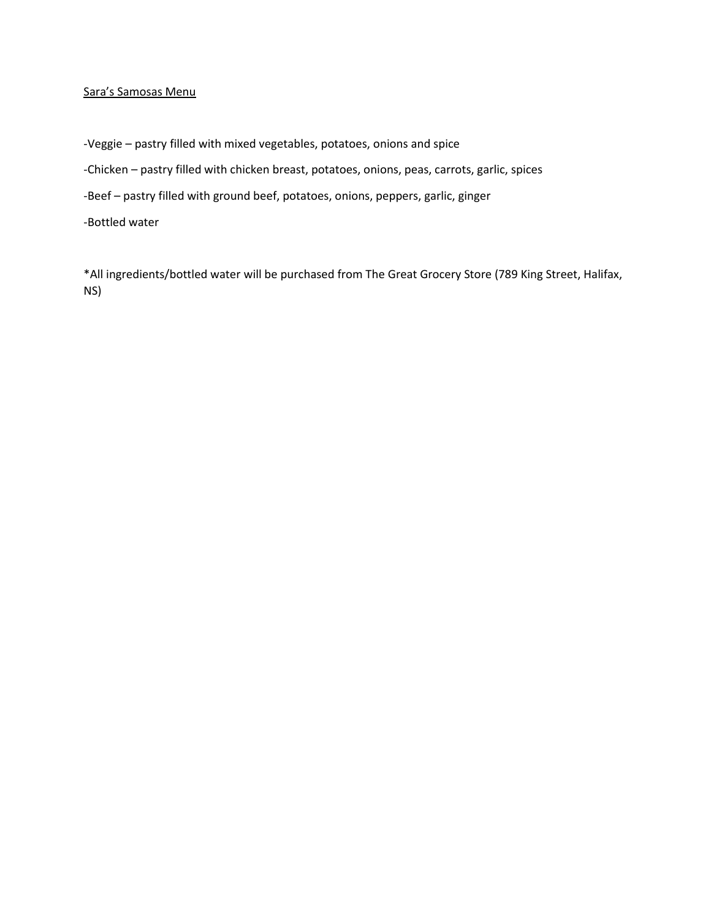Sara's Samosas Menu

-Veggie – pastry filled with mixed vegetables, potatoes, onions and spice

-Chicken – pastry filled with chicken breast, potatoes, onions, peas, carrots, garlic, spices

-Beef – pastry filled with ground beef, potatoes, onions, peppers, garlic, ginger

-Bottled water

*All ingredients/bottled water will be purchased from The Great Grocery Store (789 King Street, Halifax, NS)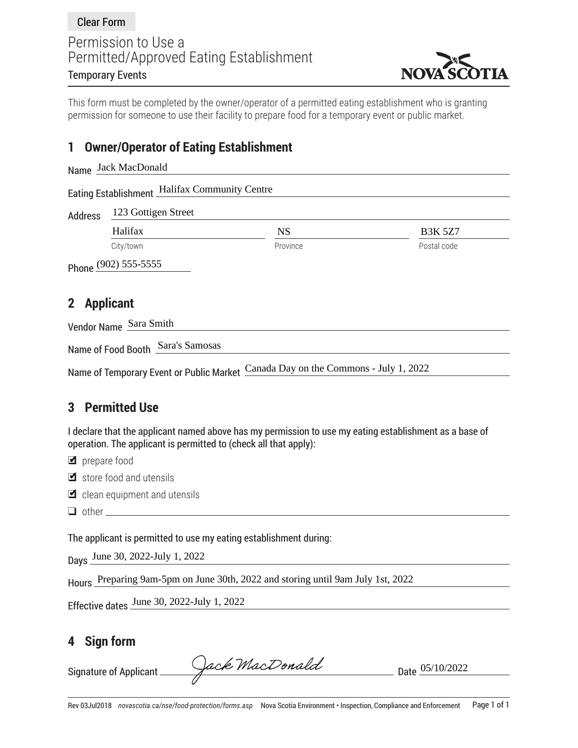Clear Form

# Permission to Use a Permitted/Approved Eating Establishment

## Temporary Events

NOVA SCOTIA

This form must be completed by the owner/operator of a permitted eating establishment who is granting permission for someone to use their facility to prepare food for a temporary event or public market.

## 1 Owner/Operator of Eating Establishment

Name: Jack MacDonald

Eating Establishment: Halifax Community Centre

Address: 123 Gottigen Street

City/town: Halifax

Province: NS

Postal code: B3K 5Z7

Phone: (902) 555-5555

## 2 Applicant

Vendor Name: Sara Smith

Name of Food Booth: Sara's Samosas

Name of Temporary Event or Public Market: Canada Day on the Commons - July 1, 2022

## 3 Permitted Use

I declare that the applicant named above has my permission to use my eating establishment as a base of operation. The applicant is permitted to (check all that apply):

- ☑ prepare food
- ☑ store food and utensils
- ☑ clean equipment and utensils
- ☐ other

The applicant is permitted to use my eating establishment during:

Days: June 30, 2022-July 1, 2022

Hours: Preparing 9am-5pm on June 30th, 2022 and storing until 9am July 1st, 2022

Effective dates: June 30, 2022-July 1, 2022

## 4 Sign form

Signature of Applicant: Jack MacDonald

Date: 05/10/2022

Rev 03Jul2018 *novascotia.ca/nse/food-protection/forms.asp* Nova Scotia Environment • Inspection, Compliance and Enforcement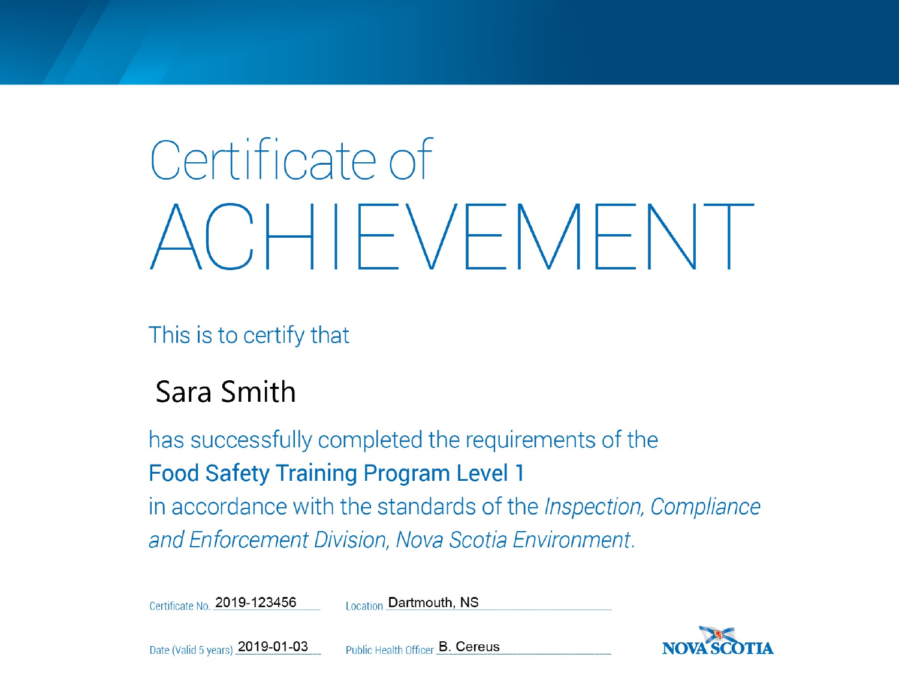# Certificate of ACHIEVEMENT

This is to certify that

Sara Smith

has successfully completed the requirements of the

**Food Safety Training Program Level 1**

in accordance with the standards of the *Inspection, Compliance and Enforcement Division, Nova Scotia Environment*.

Certificate No. 2019-123456

Location Dartmouth, NS

Date (Valid 5 years) 2019-01-03

Public Health Officer B. Cereus

NOVA SCOTIA